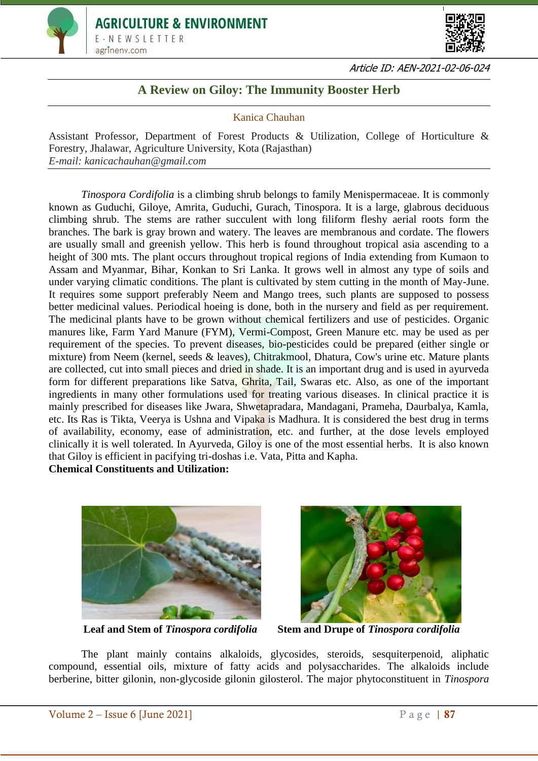Article ID: AEN-2021-02-06-024

# A Review on Giloy: The Immunity Booster Herb

Kanica Chauhan

Assistant Professor, Department of Forest Products & Utilization, College of Horticulture & Forestry, Jhalawar, Agriculture University, Kota (Rajasthan)
*E-mail: kanicachauhan@gmail.com*

*Tinospora Cordifolia* is a climbing shrub belongs to family Menispermaceae. It is commonly known as Guduchi, Giloye, Amrita, Guduchi, Gurach, Tinospora. It is a large, glabrous deciduous climbing shrub. The stems are rather succulent with long filiform fleshy aerial roots form the branches. The bark is gray brown and watery. The leaves are membranous and cordate. The flowers are usually small and greenish yellow. This herb is found throughout tropical asia ascending to a height of 300 mts. The plant occurs throughout tropical regions of India extending from Kumaon to Assam and Myanmar, Bihar, Konkan to Sri Lanka. It grows well in almost any type of soils and under varying climatic conditions. The plant is cultivated by stem cutting in the month of May-June. It requires some support preferably Neem and Mango trees, such plants are supposed to possess better medicinal values. Periodical hoeing is done, both in the nursery and field as per requirement. The medicinal plants have to be grown without chemical fertilizers and use of pesticides. Organic manures like, Farm Yard Manure (FYM), Vermi-Compost, Green Manure etc. may be used as per requirement of the species. To prevent diseases, bio-pesticides could be prepared (either single or mixture) from Neem (kernel, seeds & leaves), Chitrakmool, Dhatura, Cow's urine etc. Mature plants are collected, cut into small pieces and dried in shade. It is an important drug and is used in ayurveda form for different preparations like Satva, Ghrita, Tail, Swaras etc. Also, as one of the important ingredients in many other formulations used for treating various diseases. In clinical practice it is mainly prescribed for diseases like Jwara, Shwetapradara, Mandagani, Prameha, Daurbalya, Kamla, etc. Its Ras is Tikta, Veerya is Ushna and Vipaka is Madhura. It is considered the best drug in terms of availability, economy, ease of administration, etc. and further, at the dose levels employed clinically it is well tolerated. In Ayurveda, Giloy is one of the most essential herbs. It is also known that Giloy is efficient in pacifying tri-doshas i.e. Vata, Pitta and Kapha.

**Chemical Constituents and Utilization:**

**Leaf and Stem of *Tinospora cordifolia***

**Stem and Drupe of *Tinospora cordifolia***

The plant mainly contains alkaloids, glycosides, steroids, sesquiterpenoid, aliphatic compound, essential oils, mixture of fatty acids and polysaccharides. The alkaloids include berberine, bitter gilonin, non-glycoside gilonin gilosterol. The major phytoconstituent in *Tinospora*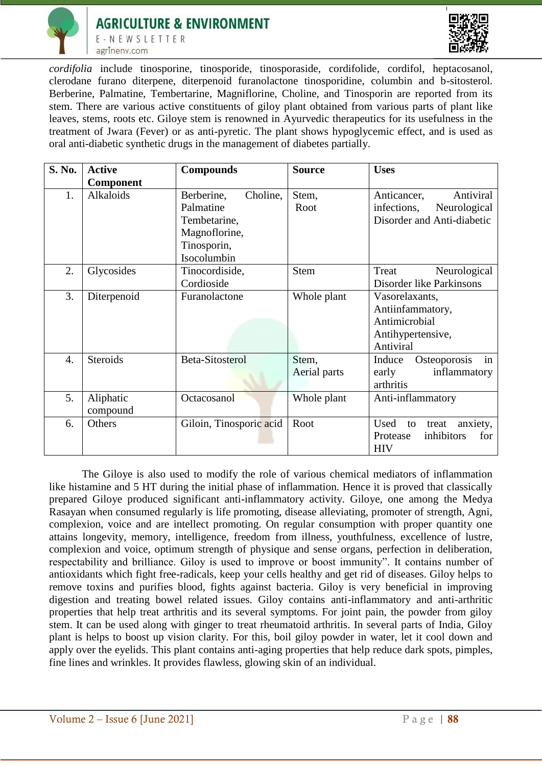*cordifolia* include tinosporine, tinosporide, tinosporaside, cordifolide, cordifol, heptacosanol, clerodane furano diterpene, diterpenoid furanolactone tinosporidine, columbin and b-sitosterol. Berberine, Palmatine, Tembertarine, Magniflorine, Choline, and Tinosporin are reported from its stem. There are various active constituents of giloy plant obtained from various parts of plant like leaves, stems, roots etc. Giloye stem is renowned in Ayurvedic therapeutics for its usefulness in the treatment of Jwara (Fever) or as anti-pyretic. The plant shows hypoglycemic effect, and is used as oral anti-diabetic synthetic drugs in the management of diabetes partially.

| S. No. | Active Component | Compounds | Source | Uses |
|---|---|---|---|---|
| 1. | Alkaloids | Berberine, Choline, Palmatine Tembetarine, Magnoflorine, Tinosporin, Isocolumbin | Stem, Root | Anticancer, Antiviral infections, Neurological Disorder and Anti-diabetic |
| 2. | Glycosides | Tinocordiside, Cordioside | Stem | Treat Neurological Disorder like Parkinsons |
| 3. | Diterpenoid | Furanolactone | Whole plant | Vasorelaxants, Antiinfammatory, Antimicrobial Antihypertensive, Antiviral |
| 4. | Steroids | Beta-Sitosterol | Stem, Aerial parts | Induce Osteoporosis in early inflammatory arthritis |
| 5. | Aliphatic compound | Octacosanol | Whole plant | Anti-inflammatory |
| 6. | Others | Giloin, Tinosporic acid | Root | Used to treat anxiety, Protease inhibitors for HIV |

The Giloye is also used to modify the role of various chemical mediators of inflammation like histamine and 5 HT during the initial phase of inflammation. Hence it is proved that classically prepared Giloye produced significant anti-inflammatory activity. Giloye, one among the Medya Rasayan when consumed regularly is life promoting, disease alleviating, promoter of strength, Agni, complexion, voice and are intellect promoting. On regular consumption with proper quantity one attains longevity, memory, intelligence, freedom from illness, youthfulness, excellence of lustre, complexion and voice, optimum strength of physique and sense organs, perfection in deliberation, respectability and brilliance. Giloy is used to improve or boost immunity". It contains number of antioxidants which fight free-radicals, keep your cells healthy and get rid of diseases. Giloy helps to remove toxins and purifies blood, fights against bacteria. Giloy is very beneficial in improving digestion and treating bowel related issues. Giloy contains anti-inflammatory and anti-arthritic properties that help treat arthritis and its several symptoms. For joint pain, the powder from giloy stem. It can be used along with ginger to treat rheumatoid arthritis. In several parts of India, Giloy plant is helps to boost up vision clarity. For this, boil giloy powder in water, let it cool down and apply over the eyelids. This plant contains anti-aging properties that help reduce dark spots, pimples, fine lines and wrinkles. It provides flawless, glowing skin of an individual.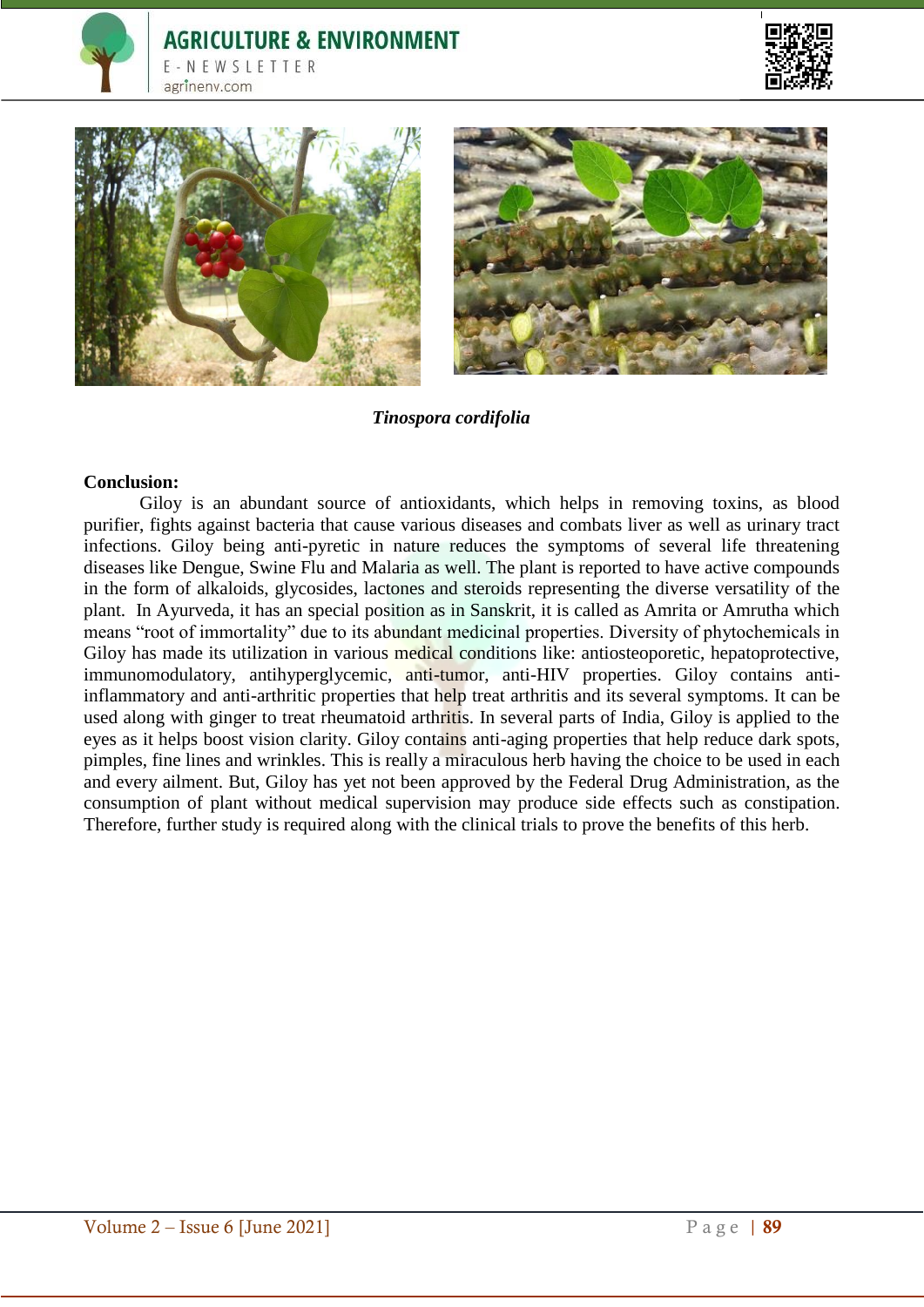*Tinospora cordifolia*

**Conclusion:**

Giloy is an abundant source of antioxidants, which helps in removing toxins, as blood purifier, fights against bacteria that cause various diseases and combats liver as well as urinary tract infections. Giloy being anti-pyretic in nature reduces the symptoms of several life threatening diseases like Dengue, Swine Flu and Malaria as well. The plant is reported to have active compounds in the form of alkaloids, glycosides, lactones and steroids representing the diverse versatility of the plant. In Ayurveda, it has an special position as in Sanskrit, it is called as Amrita or Amrutha which means "root of immortality" due to its abundant medicinal properties. Diversity of phytochemicals in Giloy has made its utilization in various medical conditions like: antiosteoporetic, hepatoprotective, immunomodulatory, antihyperglycemic, anti-tumor, anti-HIV properties. Giloy contains anti-inflammatory and anti-arthritic properties that help treat arthritis and its several symptoms. It can be used along with ginger to treat rheumatoid arthritis. In several parts of India, Giloy is applied to the eyes as it helps boost vision clarity. Giloy contains anti-aging properties that help reduce dark spots, pimples, fine lines and wrinkles. This is really a miraculous herb having the choice to be used in each and every ailment. But, Giloy has yet not been approved by the Federal Drug Administration, as the consumption of plant without medical supervision may produce side effects such as constipation. Therefore, further study is required along with the clinical trials to prove the benefits of this herb.